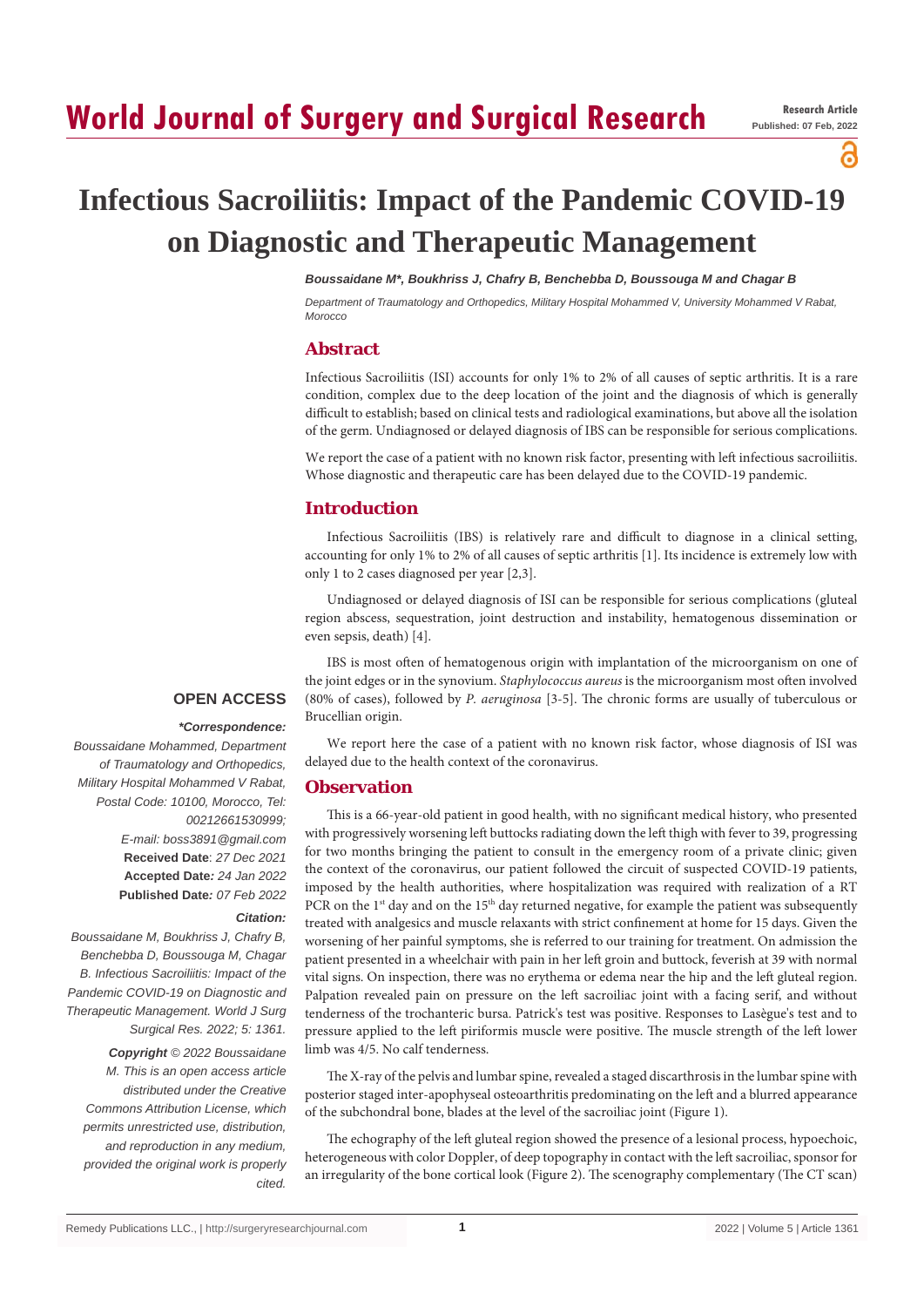# World Journal of Surgery and Surgical Research

**Research Article**
**Published: 07 Feb, 2022**

# Infectious Sacroiliitis: Impact of the Pandemic COVID-19 on Diagnostic and Therapeutic Management

***Boussaidane M\*, Boukhriss J, Chafry B, Benchebba D, Boussouga M and Chagar B***

*Department of Traumatology and Orthopedics, Military Hospital Mohammed V, University Mohammed V Rabat, Morocco*

## Abstract

Infectious Sacroiliitis (ISI) accounts for only 1% to 2% of all causes of septic arthritis. It is a rare condition, complex due to the deep location of the joint and the diagnosis of which is generally difficult to establish; based on clinical tests and radiological examinations, but above all the isolation of the germ. Undiagnosed or delayed diagnosis of IBS can be responsible for serious complications.

We report the case of a patient with no known risk factor, presenting with left infectious sacroiliitis. Whose diagnostic and therapeutic care has been delayed due to the COVID-19 pandemic.

## Introduction

Infectious Sacroiliitis (IBS) is relatively rare and difficult to diagnose in a clinical setting, accounting for only 1% to 2% of all causes of septic arthritis [1]. Its incidence is extremely low with only 1 to 2 cases diagnosed per year [2,3].

Undiagnosed or delayed diagnosis of ISI can be responsible for serious complications (gluteal region abscess, sequestration, joint destruction and instability, hematogenous dissemination or even sepsis, death) [4].

IBS is most often of hematogenous origin with implantation of the microorganism on one of the joint edges or in the synovium. *Staphylococcus aureus* is the microorganism most often involved (80% of cases), followed by *P. aeruginosa* [3-5]. The chronic forms are usually of tuberculous or Brucellian origin.

We report here the case of a patient with no known risk factor, whose diagnosis of ISI was delayed due to the health context of the coronavirus.

## Observation

This is a 66-year-old patient in good health, with no significant medical history, who presented with progressively worsening left buttocks radiating down the left thigh with fever to 39, progressing for two months bringing the patient to consult in the emergency room of a private clinic; given the context of the coronavirus, our patient followed the circuit of suspected COVID-19 patients, imposed by the health authorities, where hospitalization was required with realization of a RT PCR on the 1st day and on the 15th day returned negative, for example the patient was subsequently treated with analgesics and muscle relaxants with strict confinement at home for 15 days. Given the worsening of her painful symptoms, she is referred to our training for treatment. On admission the patient presented in a wheelchair with pain in her left groin and buttock, feverish at 39 with normal vital signs. On inspection, there was no erythema or edema near the hip and the left gluteal region. Palpation revealed pain on pressure on the left sacroiliac joint with a facing serif, and without tenderness of the trochanteric bursa. Patrick's test was positive. Responses to Lasègue's test and to pressure applied to the left piriformis muscle were positive. The muscle strength of the left lower limb was 4/5. No calf tenderness.

The X-ray of the pelvis and lumbar spine, revealed a staged discarthrosis in the lumbar spine with posterior staged inter-apophyseal osteoarthritis predominating on the left and a blurred appearance of the subchondral bone, blades at the level of the sacroiliac joint (Figure 1).

The echography of the left gluteal region showed the presence of a lesional process, hypoechoic, heterogeneous with color Doppler, of deep topography in contact with the left sacroiliac, sponsor for an irregularity of the bone cortical look (Figure 2). The scenography complementary (The CT scan)

**OPEN ACCESS**

***\*Correspondence:***

*Boussaidane Mohammed, Department of Traumatology and Orthopedics, Military Hospital Mohammed V Rabat, Postal Code: 10100, Morocco, Tel: 00212661530999;*

*E-mail: boss3891@gmail.com*

**Received Date**: *27 Dec 2021*

**Accepted Date***: 24 Jan 2022*

**Published Date***: 07 Feb 2022*

***Citation:***

*Boussaidane M, Boukhriss J, Chafry B, Benchebba D, Boussouga M, Chagar B. Infectious Sacroiliitis: Impact of the Pandemic COVID-19 on Diagnostic and Therapeutic Management. World J Surg Surgical Res. 2022; 5: 1361.*

***Copyright** © 2022 Boussaidane M. This is an open access article distributed under the Creative Commons Attribution License, which permits unrestricted use, distribution, and reproduction in any medium, provided the original work is properly cited.*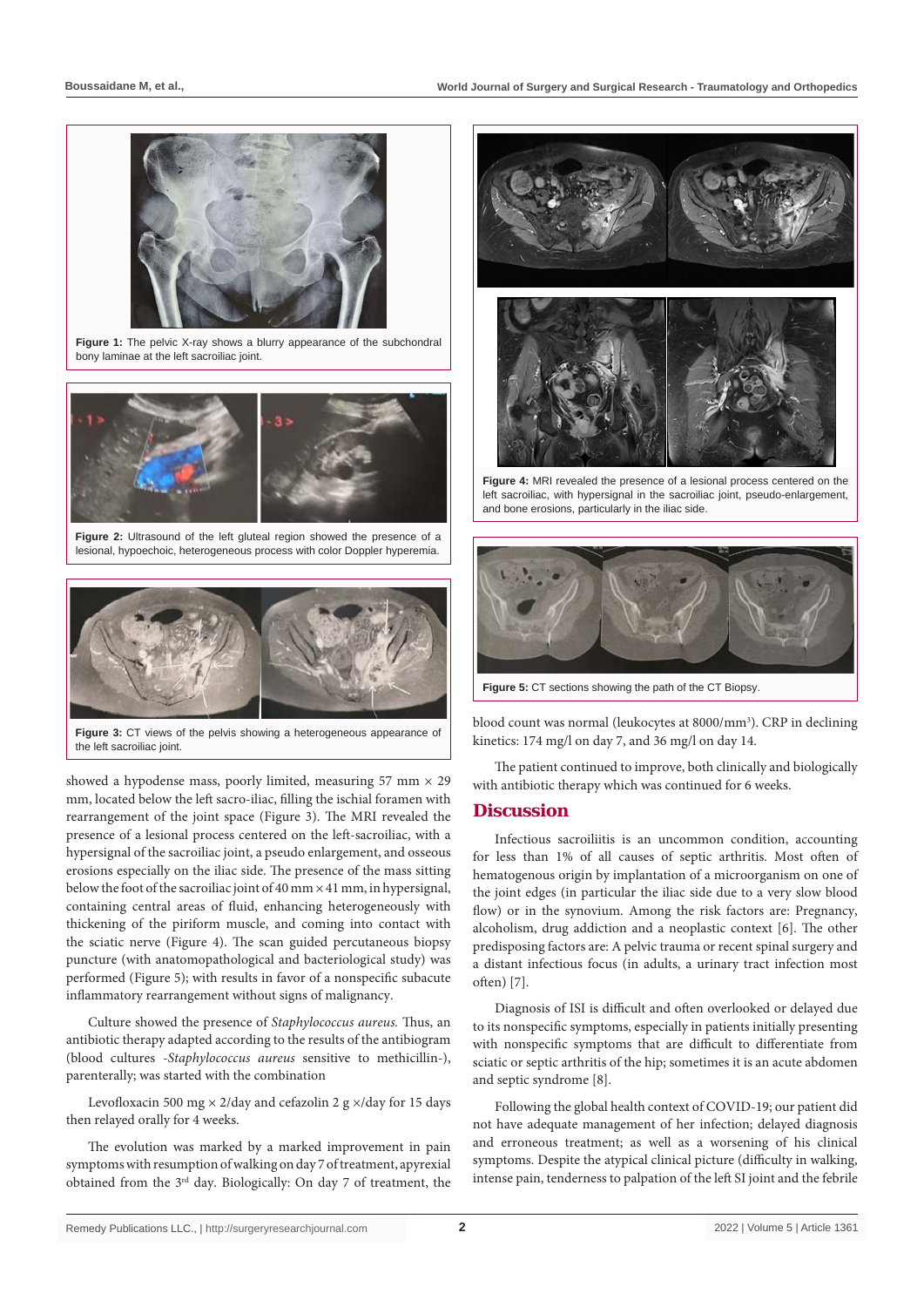Figure 1: The pelvic X-ray shows a blurry appearance of the subchondral bony laminae at the left sacroiliac joint.

Figure 2: Ultrasound of the left gluteal region showed the presence of a lesional, hypoechoic, heterogeneous process with color Doppler hyperemia.

Figure 3: CT views of the pelvis showing a heterogeneous appearance of the left sacroiliac joint.

showed a hypodense mass, poorly limited, measuring 57 mm × 29 mm, located below the left sacro-iliac, filling the ischial foramen with rearrangement of the joint space (Figure 3). The MRI revealed the presence of a lesional process centered on the left-sacroiliac, with a hypersignal of the sacroiliac joint, a pseudo enlargement, and osseous erosions especially on the iliac side. The presence of the mass sitting below the foot of the sacroiliac joint of 40 mm × 41 mm, in hypersignal, containing central areas of fluid, enhancing heterogeneously with thickening of the piriform muscle, and coming into contact with the sciatic nerve (Figure 4). The scan guided percutaneous biopsy puncture (with anatomopathological and bacteriological study) was performed (Figure 5); with results in favor of a nonspecific subacute inflammatory rearrangement without signs of malignancy.

Culture showed the presence of *Staphylococcus aureus.* Thus, an antibiotic therapy adapted according to the results of the antibiogram (blood cultures -*Staphylococcus aureus* sensitive to methicillin-), parenterally; was started with the combination

Levofloxacin 500 mg × 2/day and cefazolin 2 g ×/day for 15 days then relayed orally for 4 weeks.

The evolution was marked by a marked improvement in pain symptoms with resumption of walking on day 7 of treatment, apyrexial obtained from the 3rd day. Biologically: On day 7 of treatment, the

Figure 4: MRI revealed the presence of a lesional process centered on the left sacroiliac, with hypersignal in the sacroiliac joint, pseudo-enlargement, and bone erosions, particularly in the iliac side.

Figure 5: CT sections showing the path of the CT Biopsy.

blood count was normal (leukocytes at 8000/mm³). CRP in declining kinetics: 174 mg/l on day 7, and 36 mg/l on day 14.

The patient continued to improve, both clinically and biologically with antibiotic therapy which was continued for 6 weeks.

## Discussion

Infectious sacroiliitis is an uncommon condition, accounting for less than 1% of all causes of septic arthritis. Most often of hematogenous origin by implantation of a microorganism on one of the joint edges (in particular the iliac side due to a very slow blood flow) or in the synovium. Among the risk factors are: Pregnancy, alcoholism, drug addiction and a neoplastic context [6]. The other predisposing factors are: A pelvic trauma or recent spinal surgery and a distant infectious focus (in adults, a urinary tract infection most often) [7].

Diagnosis of ISI is difficult and often overlooked or delayed due to its nonspecific symptoms, especially in patients initially presenting with nonspecific symptoms that are difficult to differentiate from sciatic or septic arthritis of the hip; sometimes it is an acute abdomen and septic syndrome [8].

Following the global health context of COVID-19; our patient did not have adequate management of her infection; delayed diagnosis and erroneous treatment; as well as a worsening of his clinical symptoms. Despite the atypical clinical picture (difficulty in walking, intense pain, tenderness to palpation of the left SI joint and the febrile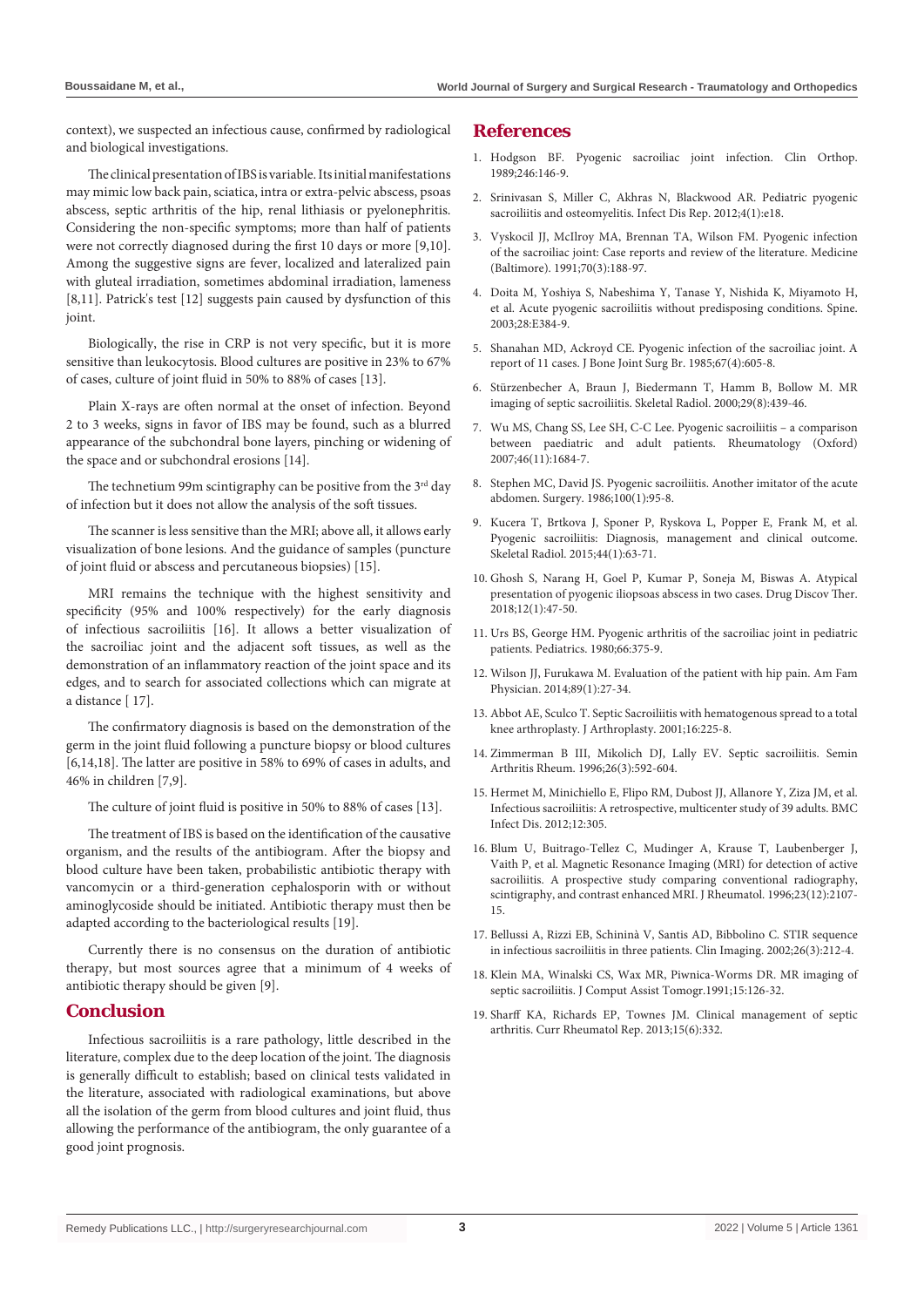context), we suspected an infectious cause, confirmed by radiological and biological investigations.

The clinical presentation of IBS is variable. Its initial manifestations may mimic low back pain, sciatica, intra or extra-pelvic abscess, psoas abscess, septic arthritis of the hip, renal lithiasis or pyelonephritis. Considering the non-specific symptoms; more than half of patients were not correctly diagnosed during the first 10 days or more [9,10]. Among the suggestive signs are fever, localized and lateralized pain with gluteal irradiation, sometimes abdominal irradiation, lameness [8,11]. Patrick's test [12] suggests pain caused by dysfunction of this joint.

Biologically, the rise in CRP is not very specific, but it is more sensitive than leukocytosis. Blood cultures are positive in 23% to 67% of cases, culture of joint fluid in 50% to 88% of cases [13].

Plain X-rays are often normal at the onset of infection. Beyond 2 to 3 weeks, signs in favor of IBS may be found, such as a blurred appearance of the subchondral bone layers, pinching or widening of the space and or subchondral erosions [14].

The technetium 99m scintigraphy can be positive from the 3rd day of infection but it does not allow the analysis of the soft tissues.

The scanner is less sensitive than the MRI; above all, it allows early visualization of bone lesions. And the guidance of samples (puncture of joint fluid or abscess and percutaneous biopsies) [15].

MRI remains the technique with the highest sensitivity and specificity (95% and 100% respectively) for the early diagnosis of infectious sacroiliitis [16]. It allows a better visualization of the sacroiliac joint and the adjacent soft tissues, as well as the demonstration of an inflammatory reaction of the joint space and its edges, and to search for associated collections which can migrate at a distance [ 17].

The confirmatory diagnosis is based on the demonstration of the germ in the joint fluid following a puncture biopsy or blood cultures [6,14,18]. The latter are positive in 58% to 69% of cases in adults, and 46% in children [7,9].

The culture of joint fluid is positive in 50% to 88% of cases [13].

The treatment of IBS is based on the identification of the causative organism, and the results of the antibiogram. After the biopsy and blood culture have been taken, probabilistic antibiotic therapy with vancomycin or a third-generation cephalosporin with or without aminoglycoside should be initiated. Antibiotic therapy must then be adapted according to the bacteriological results [19].

Currently there is no consensus on the duration of antibiotic therapy, but most sources agree that a minimum of 4 weeks of antibiotic therapy should be given [9].

## Conclusion

Infectious sacroiliitis is a rare pathology, little described in the literature, complex due to the deep location of the joint. The diagnosis is generally difficult to establish; based on clinical tests validated in the literature, associated with radiological examinations, but above all the isolation of the germ from blood cultures and joint fluid, thus allowing the performance of the antibiogram, the only guarantee of a good joint prognosis.

## References

1. Hodgson BF. Pyogenic sacroiliac joint infection. Clin Orthop. 1989;246:146-9.
2. Srinivasan S, Miller C, Akhras N, Blackwood AR. Pediatric pyogenic sacroiliitis and osteomyelitis. Infect Dis Rep. 2012;4(1):e18.
3. Vyskocil JJ, McIlroy MA, Brennan TA, Wilson FM. Pyogenic infection of the sacroiliac joint: Case reports and review of the literature. Medicine (Baltimore). 1991;70(3):188-97.
4. Doita M, Yoshiya S, Nabeshima Y, Tanase Y, Nishida K, Miyamoto H, et al. Acute pyogenic sacroiliitis without predisposing conditions. Spine. 2003;28:E384-9.
5. Shanahan MD, Ackroyd CE. Pyogenic infection of the sacroiliac joint. A report of 11 cases. J Bone Joint Surg Br. 1985;67(4):605-8.
6. Stürzenbecher A, Braun J, Biedermann T, Hamm B, Bollow M. MR imaging of septic sacroiliitis. Skeletal Radiol. 2000;29(8):439-46.
7. Wu MS, Chang SS, Lee SH, C-C Lee. Pyogenic sacroiliitis – a comparison between paediatric and adult patients. Rheumatology (Oxford) 2007;46(11):1684-7.
8. Stephen MC, David JS. Pyogenic sacroiliitis. Another imitator of the acute abdomen. Surgery. 1986;100(1):95-8.
9. Kucera T, Brtkova J, Sponer P, Ryskova L, Popper E, Frank M, et al. Pyogenic sacroiliitis: Diagnosis, management and clinical outcome. Skeletal Radiol. 2015;44(1):63-71.
10. Ghosh S, Narang H, Goel P, Kumar P, Soneja M, Biswas A. Atypical presentation of pyogenic iliopsoas abscess in two cases. Drug Discov Ther. 2018;12(1):47-50.
11. Urs BS, George HM. Pyogenic arthritis of the sacroiliac joint in pediatric patients. Pediatrics. 1980;66:375-9.
12. Wilson JJ, Furukawa M. Evaluation of the patient with hip pain. Am Fam Physician. 2014;89(1):27-34.
13. Abbot AE, Sculco T. Septic Sacroiliitis with hematogenous spread to a total knee arthroplasty. J Arthroplasty. 2001;16:225-8.
14. Zimmerman B III, Mikolich DJ, Lally EV. Septic sacroiliitis. Semin Arthritis Rheum. 1996;26(3):592-604.
15. Hermet M, Minichiello E, Flipo RM, Dubost JJ, Allanore Y, Ziza JM, et al. Infectious sacroiliitis: A retrospective, multicenter study of 39 adults. BMC Infect Dis. 2012;12:305.
16. Blum U, Buitrago-Tellez C, Mudinger A, Krause T, Laubenberger J, Vaith P, et al. Magnetic Resonance Imaging (MRI) for detection of active sacroiliitis. A prospective study comparing conventional radiography, scintigraphy, and contrast enhanced MRI. J Rheumatol. 1996;23(12):2107-15.
17. Bellussi A, Rizzi EB, Schininà V, Santis AD, Bibbolino C. STIR sequence in infectious sacroiliitis in three patients. Clin Imaging. 2002;26(3):212-4.
18. Klein MA, Winalski CS, Wax MR, Piwnica-Worms DR. MR imaging of septic sacroiliitis. J Comput Assist Tomogr.1991;15:126-32.
19. Sharff KA, Richards EP, Townes JM. Clinical management of septic arthritis. Curr Rheumatol Rep. 2013;15(6):332.